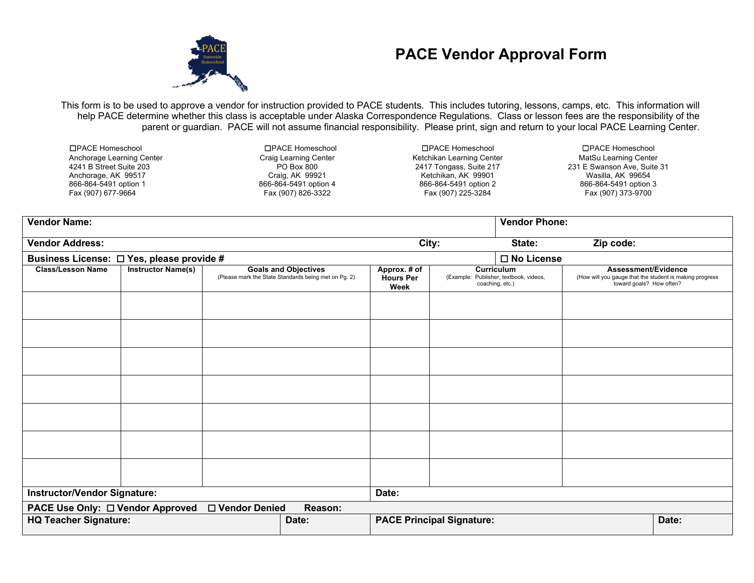# PACE Vendor Approval Form

This form is to be used to approve a vendor for instruction provided to PACE students. This includes tutoring, lessons, camps, etc. This information will help PACE determine whether this class is acceptable under Alaska Correspondence Regulations. Class or lesson fees are the responsibility of the parent or guardian. PACE will not assume financial responsibility. Please print, sign and return to your local PACE Learning Center.

| ☐PACE Homeschool | ☐PACE Homeschool | ☐PACE Homeschool | ☐PACE Homeschool |
|---|---|---|---|
| Anchorage Learning Center | Craig Learning Center | Ketchikan Learning Center | MatSu Learning Center |
| 4241 B Street Suite 203 | PO Box 800 | 2417 Tongass, Suite 217 | 231 E Swanson Ave, Suite 31 |
| Anchorage, AK 99517 | Craig, AK 99921 | Ketchikan, AK 99901 | Wasilla, AK 99654 |
| 866-864-5491 option 1 | 866-864-5491 option 4 | 866-864-5491 option 2 | 866-864-5491 option 3 |
| Fax (907) 677-9664 | Fax (907) 826-3322 | Fax (907) 225-3284 | Fax (907) 373-9700 |

**Vendor Name:** | **Vendor Phone:**

**Vendor Address:** | **City:** | **State:** | **Zip code:**

**Business License:** ☐ **Yes, please provide #** | ☐ **No License**

| Class/Lesson Name | Instructor Name(s) | Goals and Objectives (Please mark the State Standards being met on Pg. 2) | Approx. # of Hours Per Week | Curriculum (Example: Publisher, textbook, videos, coaching, etc.) | Assessment/Evidence (How will you gauge that the student is making progress toward goals? How often?) |
|---|---|---|---|---|---|
| | | | | | |
| | | | | | |
| | | | | | |
| | | | | | |
| | | | | | |
| | | | | | |
| | | | | | |

**Instructor/Vendor Signature:** | **Date:**

**PACE Use Only:** ☐ **Vendor Approved** ☐ **Vendor Denied** **Reason:**

**HQ Teacher Signature:** | **Date:** | **PACE Principal Signature:** | **Date:**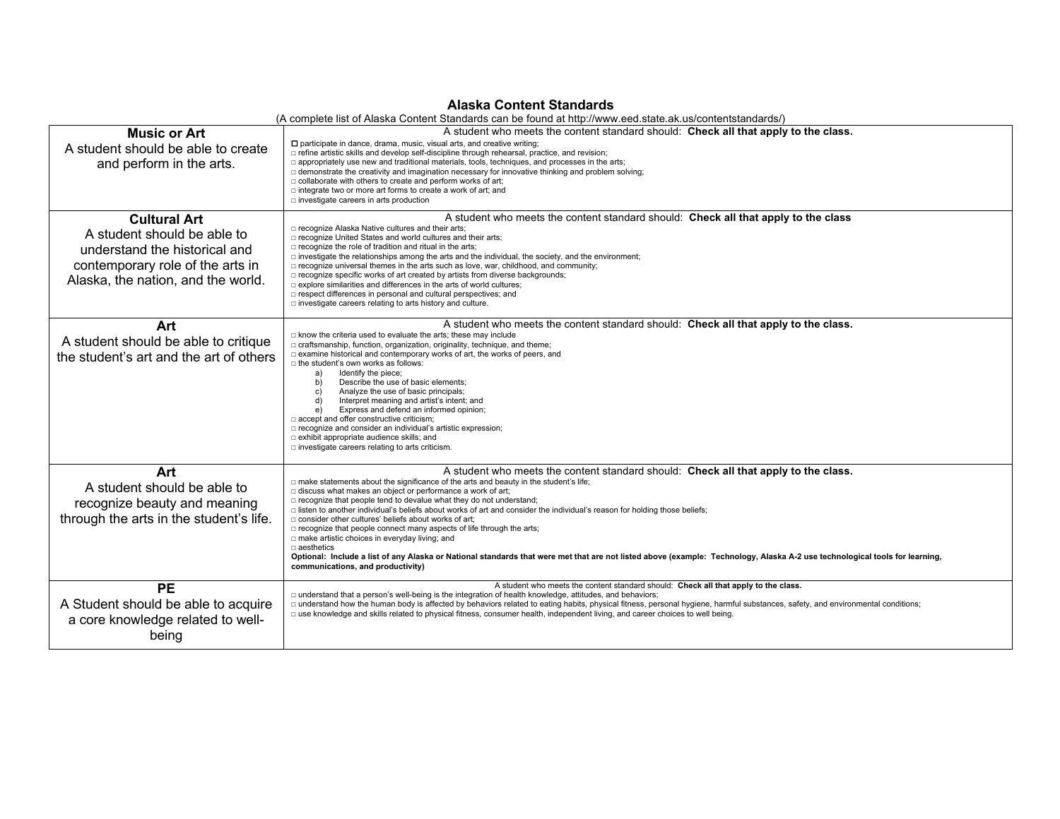## Alaska Content Standards

(A complete list of Alaska Content Standards can be found at http://www.eed.state.ak.us/contentstandards/)

| | |
|---|---|
| **Music or Art**<br>A student should be able to create and perform in the arts. | A student who meets the content standard should: **Check all that apply to the class.**<br>□ participate in dance, drama, music, visual arts, and creative writing;<br>□ refine artistic skills and develop self-discipline through rehearsal, practice, and revision;<br>□ appropriately use new and traditional materials, tools, techniques, and processes in the arts;<br>□ demonstrate the creativity and imagination necessary for innovative thinking and problem solving;<br>□ collaborate with others to create and perform works of art;<br>□ integrate two or more art forms to create a work of art; and<br>□ investigate careers in arts production |
| **Cultural Art**<br>A student should be able to understand the historical and contemporary role of the arts in Alaska, the nation, and the world. | A student who meets the content standard should: **Check all that apply to the class**<br>□ recognize Alaska Native cultures and their arts;<br>□ recognize United States and world cultures and their arts;<br>□ recognize the role of tradition and ritual in the arts;<br>□ investigate the relationships among the arts and the individual, the society, and the environment;<br>□ recognize universal themes in the arts such as love, war, childhood, and community;<br>□ recognize specific works of art created by artists from diverse backgrounds;<br>□ explore similarities and differences in the arts of world cultures;<br>□ respect differences in personal and cultural perspectives; and<br>□ investigate careers relating to arts history and culture. |
| **Art**<br>A student should be able to critique the student's art and the art of others | A student who meets the content standard should: **Check all that apply to the class.**<br>□ know the criteria used to evaluate the arts; these may include<br>□ craftsmanship, function, organization, originality, technique, and theme;<br>□ examine historical and contemporary works of art, the works of peers, and<br>□ the student's own works as follows:<br>a) Identify the piece;<br>b) Describe the use of basic elements;<br>c) Analyze the use of basic principals;<br>d) Interpret meaning and artist's intent; and<br>e) Express and defend an informed opinion;<br>□ accept and offer constructive criticism;<br>□ recognize and consider an individual's artistic expression;<br>□ exhibit appropriate audience skills; and<br>□ investigate careers relating to arts criticism. |
| **Art**<br>A student should be able to recognize beauty and meaning through the arts in the student's life. | A student who meets the content standard should: **Check all that apply to the class.**<br>□ make statements about the significance of the arts and beauty in the student's life;<br>□ discuss what makes an object or performance a work of art;<br>□ recognize that people tend to devalue what they do not understand;<br>□ listen to another individual's beliefs about works of art and consider the individual's reason for holding those beliefs;<br>□ consider other cultures' beliefs about works of art;<br>□ recognize that people connect many aspects of life through the arts;<br>□ make artistic choices in everyday living; and<br>□ aesthetics<br>**Optional: Include a list of any Alaska or National standards that were met that are not listed above (example: Technology, Alaska A-2 use technological tools for learning, communications, and productivity)** |
| **PE**<br>A Student should be able to acquire a core knowledge related to well-being | A student who meets the content standard should: **Check all that apply to the class.**<br>□ understand that a person's well-being is the integration of health knowledge, attitudes, and behaviors;<br>□ understand how the human body is affected by behaviors related to eating habits, physical fitness, personal hygiene, harmful substances, safety, and environmental conditions;<br>□ use knowledge and skills related to physical fitness, consumer health, independent living, and career choices to well being. |